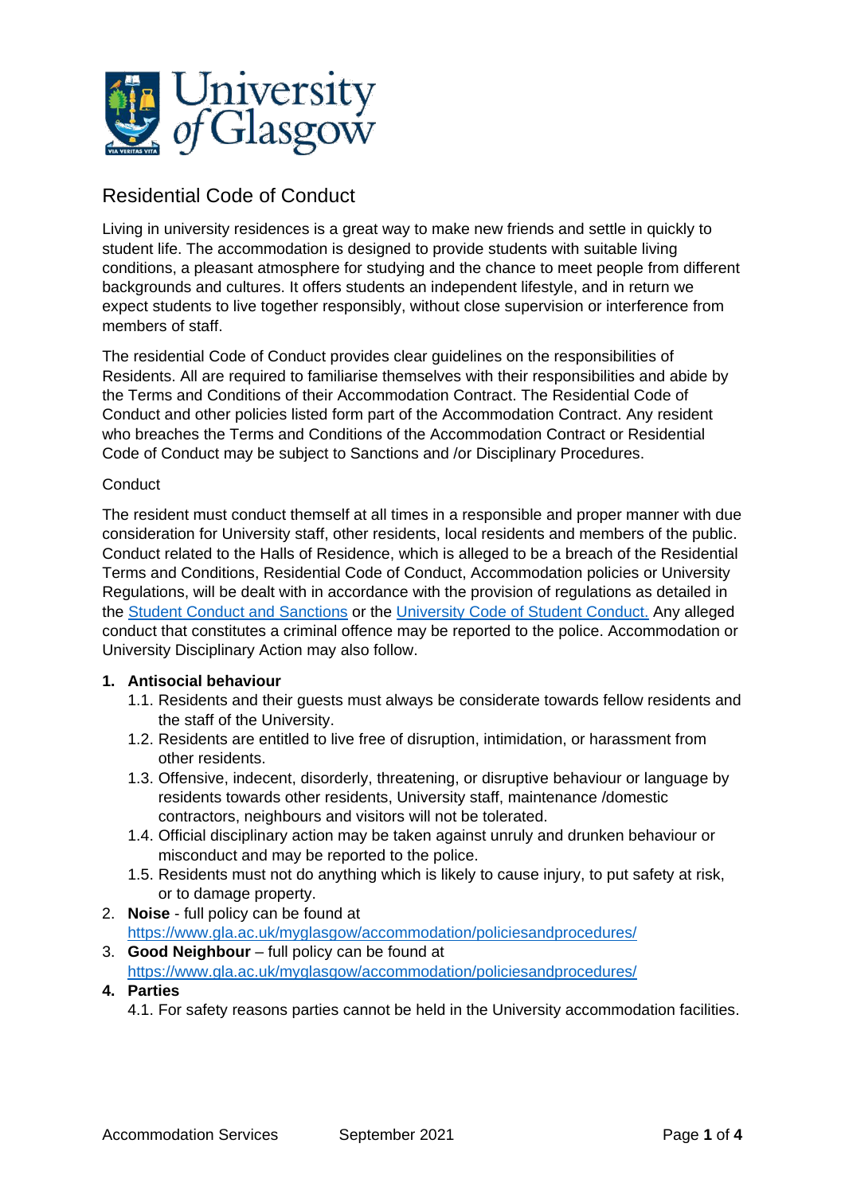# Residential Code of Conduct

Living in university residences is a great way to make new friends and settle in quickly to student life. The accommodation is designed to provide students with suitable living conditions, a pleasant atmosphere for studying and the chance to meet people from different backgrounds and cultures. It offers students an independent lifestyle, and in return we expect students to live together responsibly, without close supervision or interference from members of staff.

The residential Code of Conduct provides clear guidelines on the responsibilities of Residents. All are required to familiarise themselves with their responsibilities and abide by the Terms and Conditions of their Accommodation Contract. The Residential Code of Conduct and other policies listed form part of the Accommodation Contract. Any resident who breaches the Terms and Conditions of the Accommodation Contract or Residential Code of Conduct may be subject to Sanctions and /or Disciplinary Procedures.

## Conduct

The resident must conduct themself at all times in a responsible and proper manner with due consideration for University staff, other residents, local residents and members of the public. Conduct related to the Halls of Residence, which is alleged to be a breach of the Residential Terms and Conditions, Residential Code of Conduct, Accommodation policies or University Regulations, will be dealt with in accordance with the provision of regulations as detailed in the Student Conduct and Sanctions or the University Code of Student Conduct. Any alleged conduct that constitutes a criminal offence may be reported to the police. Accommodation or University Disciplinary Action may also follow.

1. **Antisocial behaviour**
   1.1. Residents and their guests must always be considerate towards fellow residents and the staff of the University.
   1.2. Residents are entitled to live free of disruption, intimidation, or harassment from other residents.
   1.3. Offensive, indecent, disorderly, threatening, or disruptive behaviour or language by residents towards other residents, University staff, maintenance /domestic contractors, neighbours and visitors will not be tolerated.
   1.4. Official disciplinary action may be taken against unruly and drunken behaviour or misconduct and may be reported to the police.
   1.5. Residents must not do anything which is likely to cause injury, to put safety at risk, or to damage property.
2. **Noise** - full policy can be found at https://www.gla.ac.uk/myglasgow/accommodation/policiesandprocedures/
3. **Good Neighbour** – full policy can be found at https://www.gla.ac.uk/myglasgow/accommodation/policiesandprocedures/
4. **Parties**
   4.1. For safety reasons parties cannot be held in the University accommodation facilities.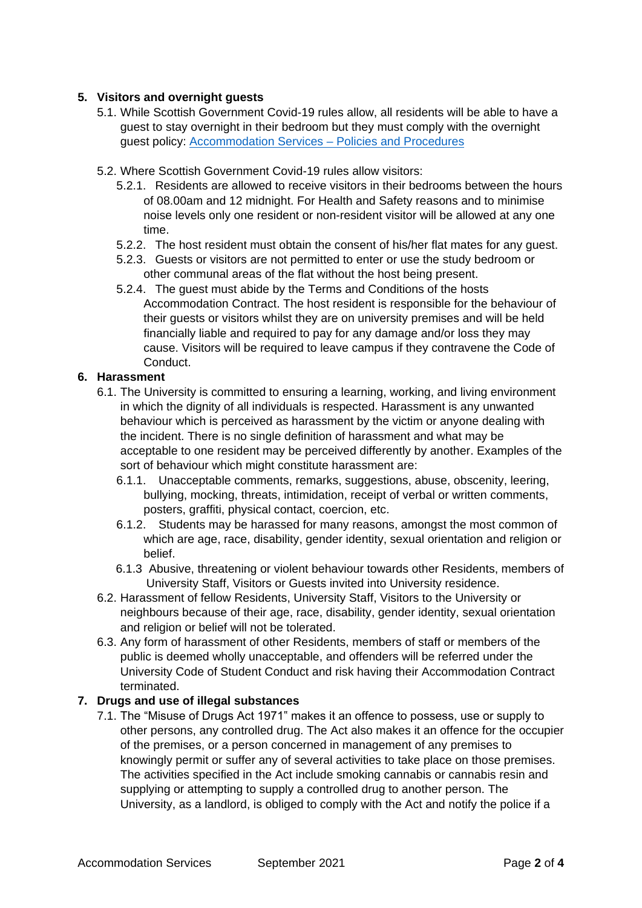## 5. Visitors and overnight guests

5.1. While Scottish Government Covid-19 rules allow, all residents will be able to have a guest to stay overnight in their bedroom but they must comply with the overnight guest policy: [Accommodation Services – Policies and Procedures]()

5.2. Where Scottish Government Covid-19 rules allow visitors:

5.2.1. Residents are allowed to receive visitors in their bedrooms between the hours of 08.00am and 12 midnight. For Health and Safety reasons and to minimise noise levels only one resident or non-resident visitor will be allowed at any one time.

5.2.2. The host resident must obtain the consent of his/her flat mates for any guest.

5.2.3. Guests or visitors are not permitted to enter or use the study bedroom or other communal areas of the flat without the host being present.

5.2.4. The guest must abide by the Terms and Conditions of the hosts Accommodation Contract. The host resident is responsible for the behaviour of their guests or visitors whilst they are on university premises and will be held financially liable and required to pay for any damage and/or loss they may cause. Visitors will be required to leave campus if they contravene the Code of Conduct.

## 6. Harassment

6.1. The University is committed to ensuring a learning, working, and living environment in which the dignity of all individuals is respected. Harassment is any unwanted behaviour which is perceived as harassment by the victim or anyone dealing with the incident. There is no single definition of harassment and what may be acceptable to one resident may be perceived differently by another. Examples of the sort of behaviour which might constitute harassment are:

6.1.1. Unacceptable comments, remarks, suggestions, abuse, obscenity, leering, bullying, mocking, threats, intimidation, receipt of verbal or written comments, posters, graffiti, physical contact, coercion, etc.

6.1.2. Students may be harassed for many reasons, amongst the most common of which are age, race, disability, gender identity, sexual orientation and religion or belief.

6.1.3 Abusive, threatening or violent behaviour towards other Residents, members of University Staff, Visitors or Guests invited into University residence.

6.2. Harassment of fellow Residents, University Staff, Visitors to the University or neighbours because of their age, race, disability, gender identity, sexual orientation and religion or belief will not be tolerated.

6.3. Any form of harassment of other Residents, members of staff or members of the public is deemed wholly unacceptable, and offenders will be referred under the University Code of Student Conduct and risk having their Accommodation Contract terminated.

## 7. Drugs and use of illegal substances

7.1. The "Misuse of Drugs Act 1971" makes it an offence to possess, use or supply to other persons, any controlled drug. The Act also makes it an offence for the occupier of the premises, or a person concerned in management of any premises to knowingly permit or suffer any of several activities to take place on those premises. The activities specified in the Act include smoking cannabis or cannabis resin and supplying or attempting to supply a controlled drug to another person. The University, as a landlord, is obliged to comply with the Act and notify the police if a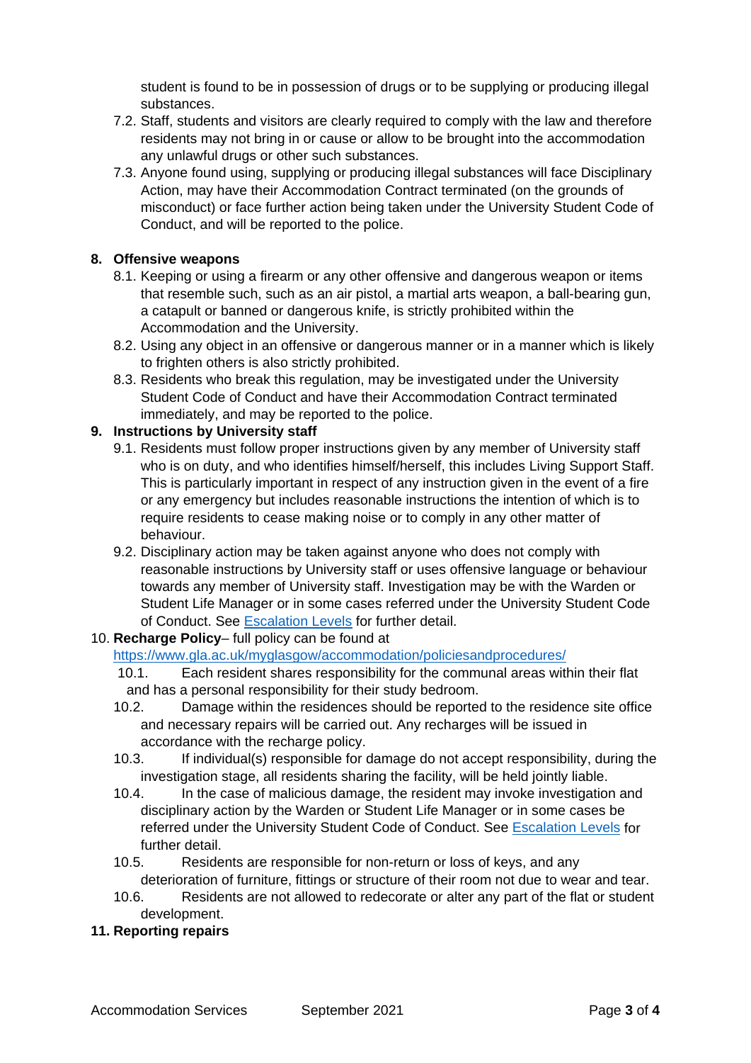student is found to be in possession of drugs or to be supplying or producing illegal substances.

7.2. Staff, students and visitors are clearly required to comply with the law and therefore residents may not bring in or cause or allow to be brought into the accommodation any unlawful drugs or other such substances.

7.3. Anyone found using, supplying or producing illegal substances will face Disciplinary Action, may have their Accommodation Contract terminated (on the grounds of misconduct) or face further action being taken under the University Student Code of Conduct, and will be reported to the police.

## 8. Offensive weapons

8.1. Keeping or using a firearm or any other offensive and dangerous weapon or items that resemble such, such as an air pistol, a martial arts weapon, a ball-bearing gun, a catapult or banned or dangerous knife, is strictly prohibited within the Accommodation and the University.

8.2. Using any object in an offensive or dangerous manner or in a manner which is likely to frighten others is also strictly prohibited.

8.3. Residents who break this regulation, may be investigated under the University Student Code of Conduct and have their Accommodation Contract terminated immediately, and may be reported to the police.

## 9. Instructions by University staff

9.1. Residents must follow proper instructions given by any member of University staff who is on duty, and who identifies himself/herself, this includes Living Support Staff. This is particularly important in respect of any instruction given in the event of a fire or any emergency but includes reasonable instructions the intention of which is to require residents to cease making noise or to comply in any other matter of behaviour.

9.2. Disciplinary action may be taken against anyone who does not comply with reasonable instructions by University staff or uses offensive language or behaviour towards any member of University staff. Investigation may be with the Warden or Student Life Manager or in some cases referred under the University Student Code of Conduct. See [Escalation Levels] for further detail.

## 10. **Recharge Policy**– full policy can be found at

https://www.gla.ac.uk/myglasgow/accommodation/policiesandprocedures/

10.1. Each resident shares responsibility for the communal areas within their flat and has a personal responsibility for their study bedroom.

10.2. Damage within the residences should be reported to the residence site office and necessary repairs will be carried out. Any recharges will be issued in accordance with the recharge policy.

10.3. If individual(s) responsible for damage do not accept responsibility, during the investigation stage, all residents sharing the facility, will be held jointly liable.

10.4. In the case of malicious damage, the resident may invoke investigation and disciplinary action by the Warden or Student Life Manager or in some cases be referred under the University Student Code of Conduct. See [Escalation Levels] for further detail.

10.5. Residents are responsible for non-return or loss of keys, and any deterioration of furniture, fittings or structure of their room not due to wear and tear.

10.6. Residents are not allowed to redecorate or alter any part of the flat or student development.

## 11. Reporting repairs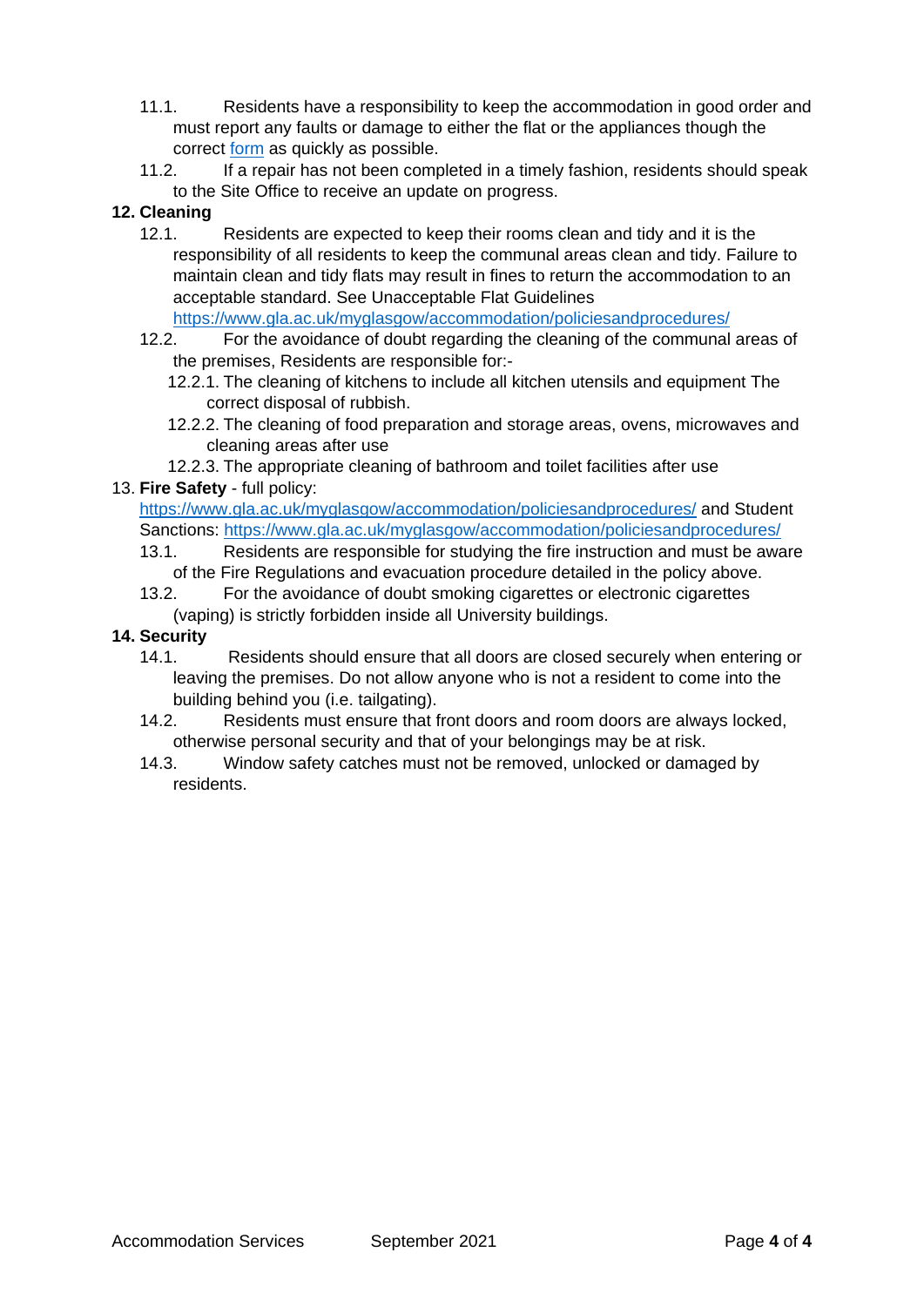11.1. Residents have a responsibility to keep the accommodation in good order and must report any faults or damage to either the flat or the appliances though the correct [form](#) as quickly as possible.

11.2. If a repair has not been completed in a timely fashion, residents should speak to the Site Office to receive an update on progress.

**12. Cleaning**

12.1. Residents are expected to keep their rooms clean and tidy and it is the responsibility of all residents to keep the communal areas clean and tidy. Failure to maintain clean and tidy flats may result in fines to return the accommodation to an acceptable standard. See Unacceptable Flat Guidelines https://www.gla.ac.uk/myglasgow/accommodation/policiesandprocedures/

12.2. For the avoidance of doubt regarding the cleaning of the communal areas of the premises, Residents are responsible for:-

12.2.1. The cleaning of kitchens to include all kitchen utensils and equipment The correct disposal of rubbish.

12.2.2. The cleaning of food preparation and storage areas, ovens, microwaves and cleaning areas after use

12.2.3. The appropriate cleaning of bathroom and toilet facilities after use

13. **Fire Safety** - full policy: https://www.gla.ac.uk/myglasgow/accommodation/policiesandprocedures/ and Student Sanctions: https://www.gla.ac.uk/myglasgow/accommodation/policiesandprocedures/

13.1. Residents are responsible for studying the fire instruction and must be aware of the Fire Regulations and evacuation procedure detailed in the policy above.

13.2. For the avoidance of doubt smoking cigarettes or electronic cigarettes (vaping) is strictly forbidden inside all University buildings.

**14. Security**

14.1. Residents should ensure that all doors are closed securely when entering or leaving the premises. Do not allow anyone who is not a resident to come into the building behind you (i.e. tailgating).

14.2. Residents must ensure that front doors and room doors are always locked, otherwise personal security and that of your belongings may be at risk.

14.3. Window safety catches must not be removed, unlocked or damaged by residents.